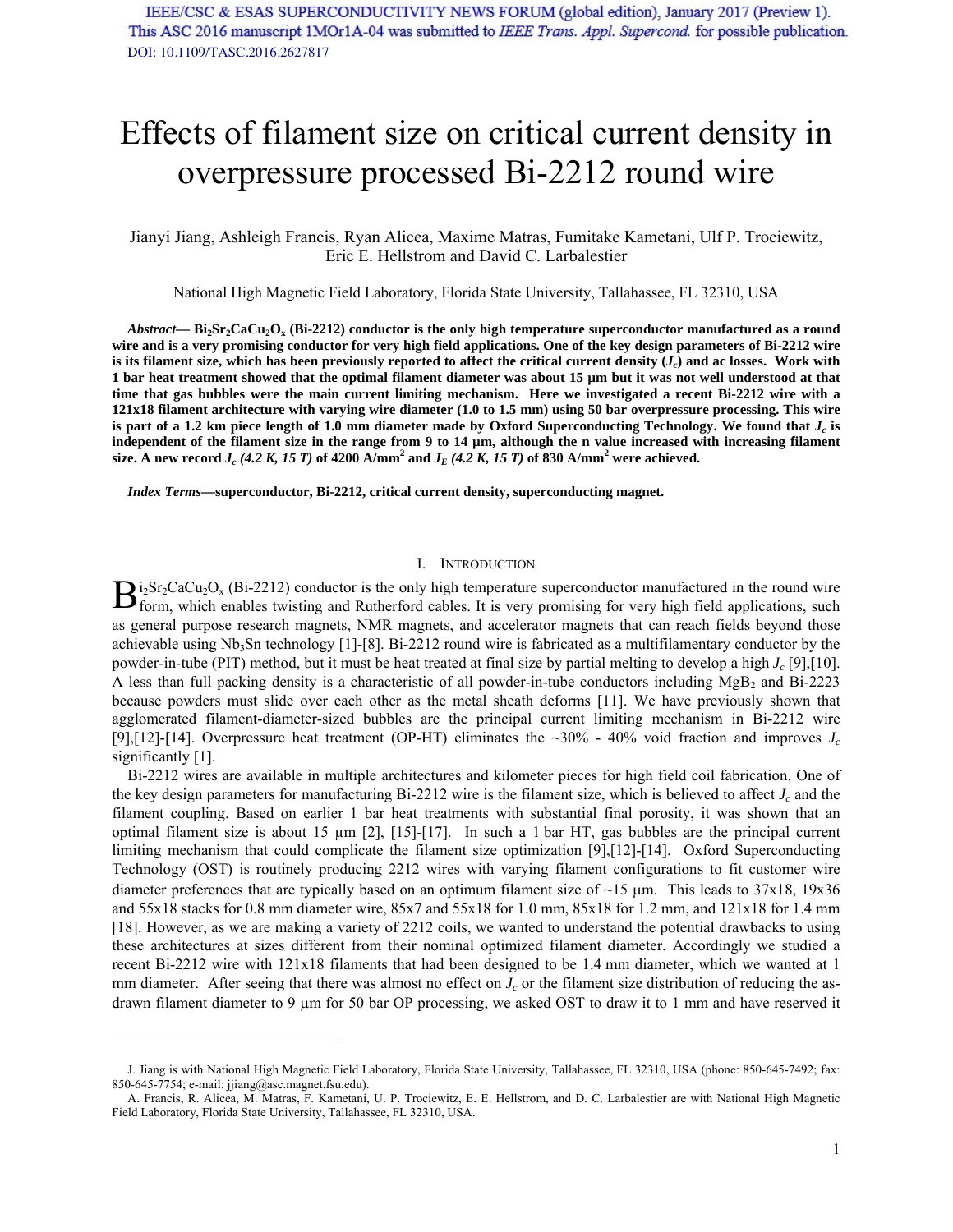# Effects of filament size on critical current density in overpressure processed Bi-2212 round wire

Jianyi Jiang, Ashleigh Francis, Ryan Alicea, Maxime Matras, Fumitake Kametani, Ulf P. Trociewitz, Eric E. Hellstrom and David C. Larbalestier

National High Magnetic Field Laboratory, Florida State University, Tallahassee, FL 32310, USA

***Abstract*— $Bi_2Sr_2CaCu_2O_x$ (Bi-2212) conductor is the only high temperature superconductor manufactured as a round wire and is a very promising conductor for very high field applications. One of the key design parameters of Bi-2212 wire is its filament size, which has been previously reported to affect the critical current density ($J_c$) and ac losses. Work with 1 bar heat treatment showed that the optimal filament diameter was about 15 µm but it was not well understood at that time that gas bubbles were the main current limiting mechanism. Here we investigated a recent Bi-2212 wire with a 121x18 filament architecture with varying wire diameter (1.0 to 1.5 mm) using 50 bar overpressure processing. This wire is part of a 1.2 km piece length of 1.0 mm diameter made by Oxford Superconducting Technology. We found that $J_c$ is independent of the filament size in the range from 9 to 14 µm, although the n value increased with increasing filament size. A new record $J_c$ *(4.2 K, 15 T)* of 4200 A/mm$^2$ and $J_E$ *(4.2 K, 15 T)* of 830 A/mm$^2$ were achieved.**

***Index Terms*—superconductor, Bi-2212, critical current density, superconducting magnet.**

## I. Introduction

$Bi_2Sr_2CaCu_2O_x$ (Bi-2212) conductor is the only high temperature superconductor manufactured in the round wire form, which enables twisting and Rutherford cables. It is very promising for very high field applications, such as general purpose research magnets, NMR magnets, and accelerator magnets that can reach fields beyond those achievable using $Nb_3Sn$ technology [1]-[8]. Bi-2212 round wire is fabricated as a multifilamentary conductor by the powder-in-tube (PIT) method, but it must be heat treated at final size by partial melting to develop a high $J_c$ [9],[10]. A less than full packing density is a characteristic of all powder-in-tube conductors including $MgB_2$ and Bi-2223 because powders must slide over each other as the metal sheath deforms [11]. We have previously shown that agglomerated filament-diameter-sized bubbles are the principal current limiting mechanism in Bi-2212 wire [9],[12]-[14]. Overpressure heat treatment (OP-HT) eliminates the ~30% - 40% void fraction and improves $J_c$ significantly [1].

Bi-2212 wires are available in multiple architectures and kilometer pieces for high field coil fabrication. One of the key design parameters for manufacturing Bi-2212 wire is the filament size, which is believed to affect $J_c$ and the filament coupling. Based on earlier 1 bar heat treatments with substantial final porosity, it was shown that an optimal filament size is about 15 µm [2], [15]-[17]. In such a 1 bar HT, gas bubbles are the principal current limiting mechanism that could complicate the filament size optimization [9],[12]-[14]. Oxford Superconducting Technology (OST) is routinely producing 2212 wires with varying filament configurations to fit customer wire diameter preferences that are typically based on an optimum filament size of ~15 µm. This leads to 37x18, 19x36 and 55x18 stacks for 0.8 mm diameter wire, 85x7 and 55x18 for 1.0 mm, 85x18 for 1.2 mm, and 121x18 for 1.4 mm [18]. However, as we are making a variety of 2212 coils, we wanted to understand the potential drawbacks to using these architectures at sizes different from their nominal optimized filament diameter. Accordingly we studied a recent Bi-2212 wire with 121x18 filaments that had been designed to be 1.4 mm diameter, which we wanted at 1 mm diameter. After seeing that there was almost no effect on $J_c$ or the filament size distribution of reducing the as-drawn filament diameter to 9 µm for 50 bar OP processing, we asked OST to draw it to 1 mm and have reserved it

---

J. Jiang is with National High Magnetic Field Laboratory, Florida State University, Tallahassee, FL 32310, USA (phone: 850-645-7492; fax: 850-645-7754; e-mail: jjiang@asc.magnet.fsu.edu).

A. Francis, R. Alicea, M. Matras, F. Kametani, U. P. Trociewitz, E. E. Hellstrom, and D. C. Larbalestier are with National High Magnetic Field Laboratory, Florida State University, Tallahassee, FL 32310, USA.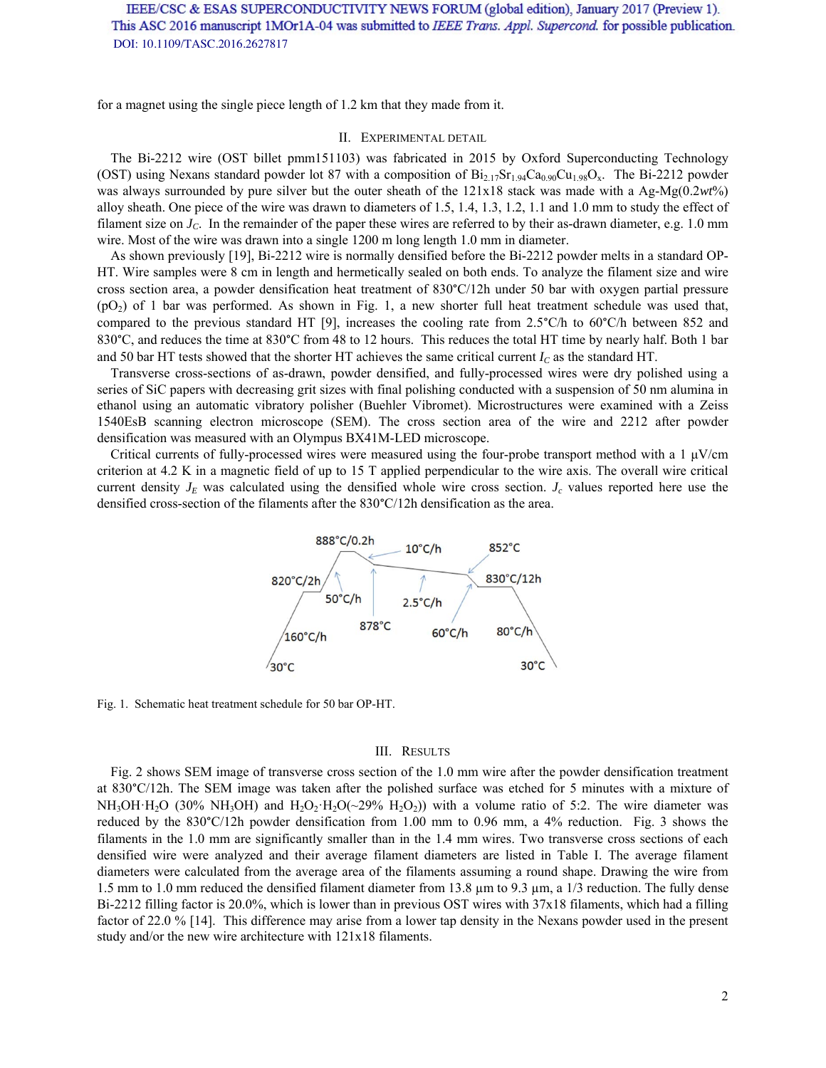for a magnet using the single piece length of 1.2 km that they made from it.

## II. Experimental Detail

The Bi-2212 wire (OST billet pmm151103) was fabricated in 2015 by Oxford Superconducting Technology (OST) using Nexans standard powder lot 87 with a composition of $Bi_{2.17}Sr_{1.94}Ca_{0.90}Cu_{1.98}O_x$. The Bi-2212 powder was always surrounded by pure silver but the outer sheath of the 121x18 stack was made with a Ag-Mg(0.2*wt%*) alloy sheath. One piece of the wire was drawn to diameters of 1.5, 1.4, 1.3, 1.2, 1.1 and 1.0 mm to study the effect of filament size on $J_C$. In the remainder of the paper these wires are referred to by their as-drawn diameter, e.g. 1.0 mm wire. Most of the wire was drawn into a single 1200 m long length 1.0 mm in diameter.

As shown previously [19], Bi-2212 wire is normally densified before the Bi-2212 powder melts in a standard OP-HT. Wire samples were 8 cm in length and hermetically sealed on both ends. To analyze the filament size and wire cross section area, a powder densification heat treatment of 830°C/12h under 50 bar with oxygen partial pressure ($pO_2$) of 1 bar was performed. As shown in Fig. 1, a new shorter full heat treatment schedule was used that, compared to the previous standard HT [9], increases the cooling rate from 2.5°C/h to 60°C/h between 852 and 830°C, and reduces the time at 830°C from 48 to 12 hours. This reduces the total HT time by nearly half. Both 1 bar and 50 bar HT tests showed that the shorter HT achieves the same critical current $I_C$ as the standard HT.

Transverse cross-sections of as-drawn, powder densified, and fully-processed wires were dry polished using a series of SiC papers with decreasing grit sizes with final polishing conducted with a suspension of 50 nm alumina in ethanol using an automatic vibratory polisher (Buehler Vibromet). Microstructures were examined with a Zeiss 1540EsB scanning electron microscope (SEM). The cross section area of the wire and 2212 after powder densification was measured with an Olympus BX41M-LED microscope.

Critical currents of fully-processed wires were measured using the four-probe transport method with a 1 µV/cm criterion at 4.2 K in a magnetic field of up to 15 T applied perpendicular to the wire axis. The overall wire critical current density $J_E$ was calculated using the densified whole wire cross section. $J_c$ values reported here use the densified cross-section of the filaments after the 830°C/12h densification as the area.

888°C/0.2h, 10°C/h, 852°C, 820°C/2h, 50°C/h, 2.5°C/h, 830°C/12h, 878°C, 160°C/h, 60°C/h, 80°C/h, 30°C, 30°C

Fig. 1. Schematic heat treatment schedule for 50 bar OP-HT.

## III. Results

Fig. 2 shows SEM image of transverse cross section of the 1.0 mm wire after the powder densification treatment at 830°C/12h. The SEM image was taken after the polished surface was etched for 5 minutes with a mixture of $NH_3OH{\cdot}H_2O$ (30% $NH_3OH$) and $H_2O_2{\cdot}H_2O$(~29% $H_2O_2$)) with a volume ratio of 5:2. The wire diameter was reduced by the 830°C/12h powder densification from 1.00 mm to 0.96 mm, a 4% reduction. Fig. 3 shows the filaments in the 1.0 mm are significantly smaller than in the 1.4 mm wires. Two transverse cross sections of each densified wire were analyzed and their average filament diameters are listed in Table I. The average filament diameters were calculated from the average area of the filaments assuming a round shape. Drawing the wire from 1.5 mm to 1.0 mm reduced the densified filament diameter from 13.8 µm to 9.3 µm, a 1/3 reduction. The fully dense Bi-2212 filling factor is 20.0%, which is lower than in previous OST wires with 37x18 filaments, which had a filling factor of 22.0 % [14]. This difference may arise from a lower tap density in the Nexans powder used in the present study and/or the new wire architecture with 121x18 filaments.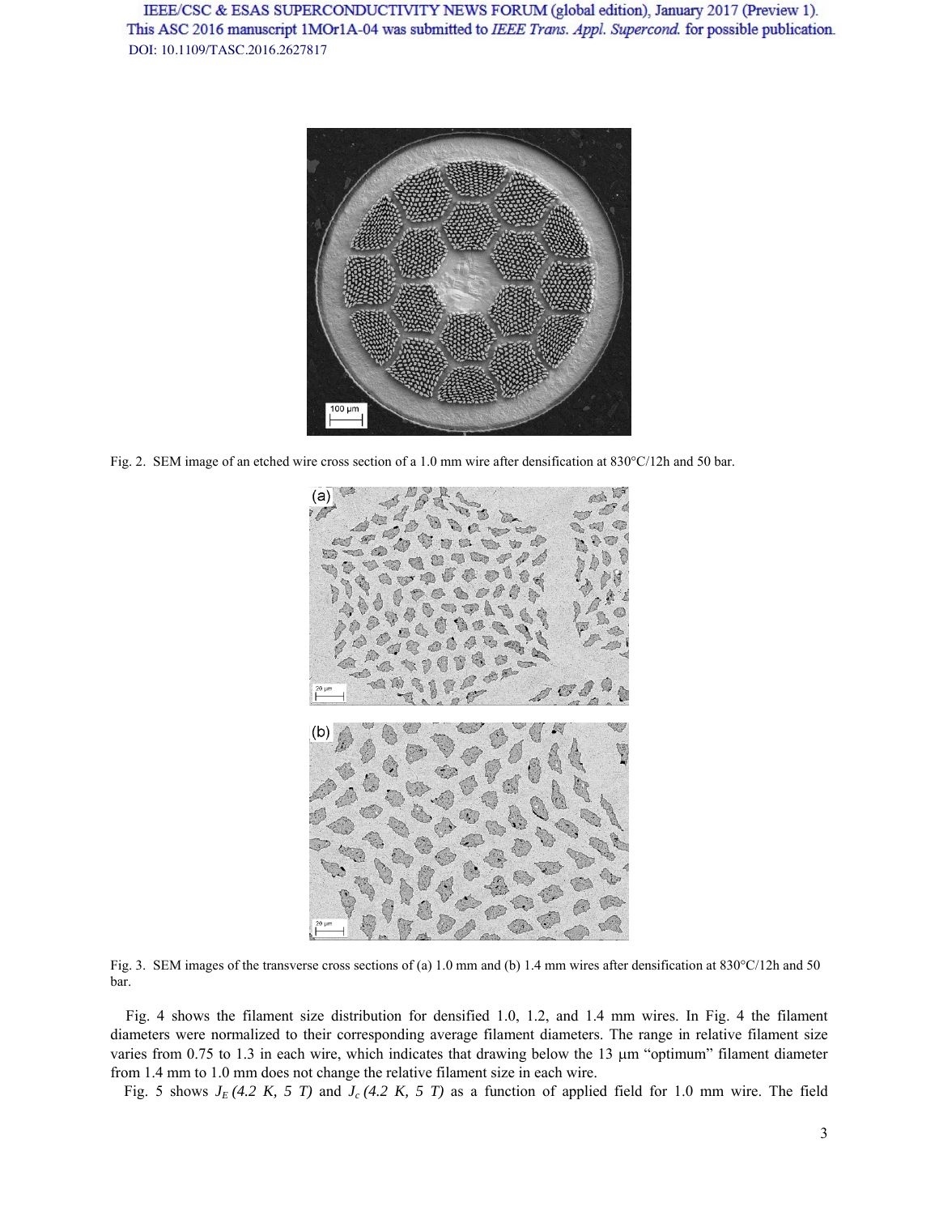Fig. 2. SEM image of an etched wire cross section of a 1.0 mm wire after densification at 830°C/12h and 50 bar.

Fig. 3. SEM images of the transverse cross sections of (a) 1.0 mm and (b) 1.4 mm wires after densification at 830°C/12h and 50 bar.

Fig. 4 shows the filament size distribution for densified 1.0, 1.2, and 1.4 mm wires. In Fig. 4 the filament diameters were normalized to their corresponding average filament diameters. The range in relative filament size varies from 0.75 to 1.3 in each wire, which indicates that drawing below the 13 μm "optimum" filament diameter from 1.4 mm to 1.0 mm does not change the relative filament size in each wire.

Fig. 5 shows $J_E$ *(4.2 K, 5 T)* and $J_c$ *(4.2 K, 5 T)* as a function of applied field for 1.0 mm wire. The field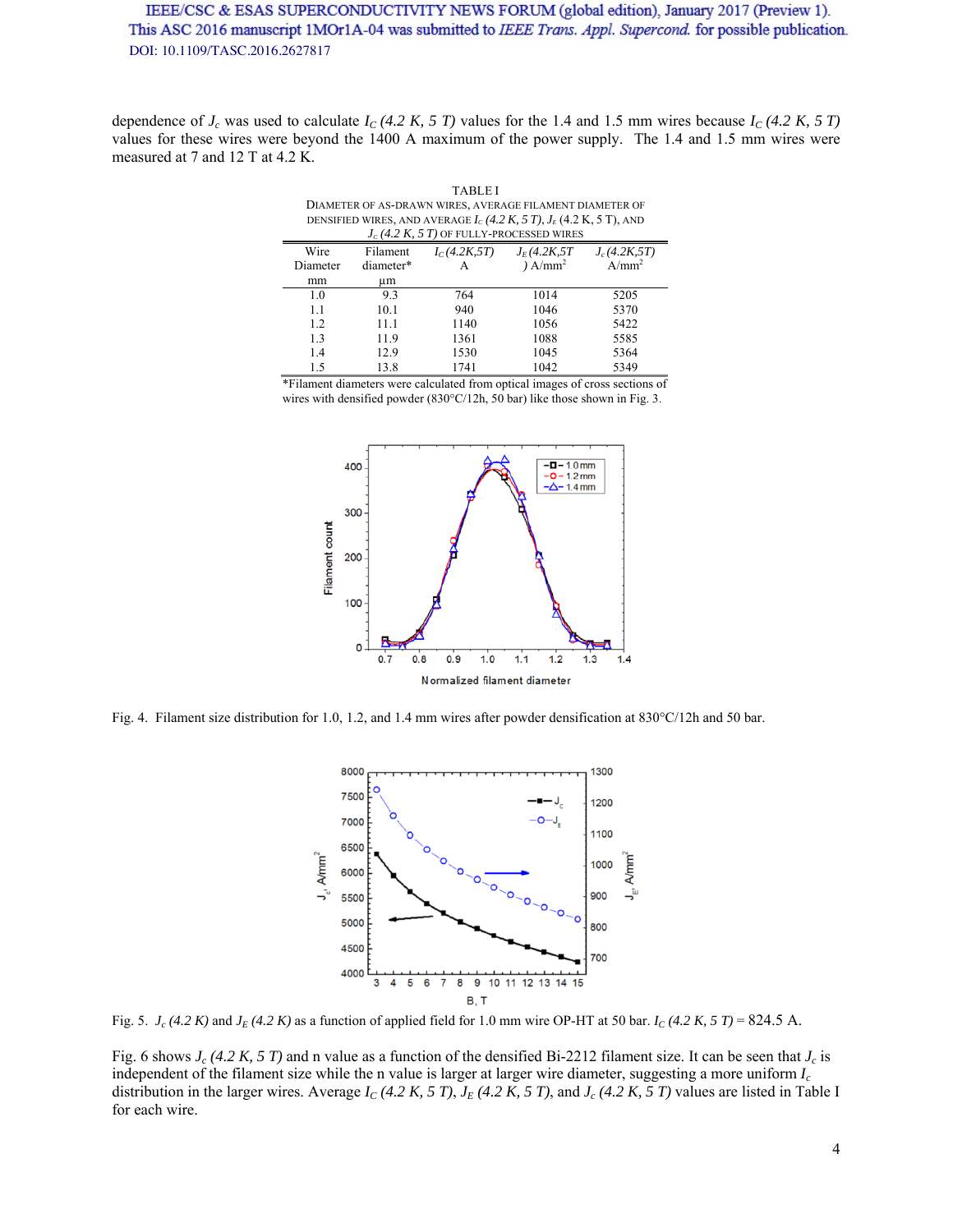dependence of $J_c$ was used to calculate $I_C$ *(4.2 K, 5 T)* values for the 1.4 and 1.5 mm wires because $I_C$ *(4.2 K, 5 T)* values for these wires were beyond the 1400 A maximum of the power supply. The 1.4 and 1.5 mm wires were measured at 7 and 12 T at 4.2 K.

TABLE I
DIAMETER OF AS-DRAWN WIRES, AVERAGE FILAMENT DIAMETER OF DENSIFIED WIRES, AND AVERAGE $I_C$ *(4.2 K, 5 T)*, $J_E$ (4.2 K, 5 T), AND $J_c$ *(4.2 K, 5 T)* OF FULLY-PROCESSED WIRES

| Wire Diameter mm | Filament diameter* μm | $I_C$ (4.2K,5T) A | $J_E$ (4.2K,5T) A/mm$^2$ | $J_c$ (4.2K,5T) A/mm$^2$ |
|---|---|---|---|---|
| 1.0 | 9.3 | 764 | 1014 | 5205 |
| 1.1 | 10.1 | 940 | 1046 | 5370 |
| 1.2 | 11.1 | 1140 | 1056 | 5422 |
| 1.3 | 11.9 | 1361 | 1088 | 5585 |
| 1.4 | 12.9 | 1530 | 1045 | 5364 |
| 1.5 | 13.8 | 1741 | 1042 | 5349 |

*Filament diameters were calculated from optical images of cross sections of wires with densified powder (830°C/12h, 50 bar) like those shown in Fig. 3.

Fig. 4. Filament size distribution for 1.0, 1.2, and 1.4 mm wires after powder densification at 830°C/12h and 50 bar.

Fig. 5. $J_c$ *(4.2 K)* and $J_E$ *(4.2 K)* as a function of applied field for 1.0 mm wire OP-HT at 50 bar. $I_C$ *(4.2 K, 5 T)* = 824.5 A.

Fig. 6 shows $J_c$ *(4.2 K, 5 T)* and n value as a function of the densified Bi-2212 filament size. It can be seen that $J_c$ is independent of the filament size while the n value is larger at larger wire diameter, suggesting a more uniform $I_c$ distribution in the larger wires. Average $I_C$ *(4.2 K, 5 T)*, $J_E$ *(4.2 K, 5 T)*, and $J_c$ *(4.2 K, 5 T)* values are listed in Table I for each wire.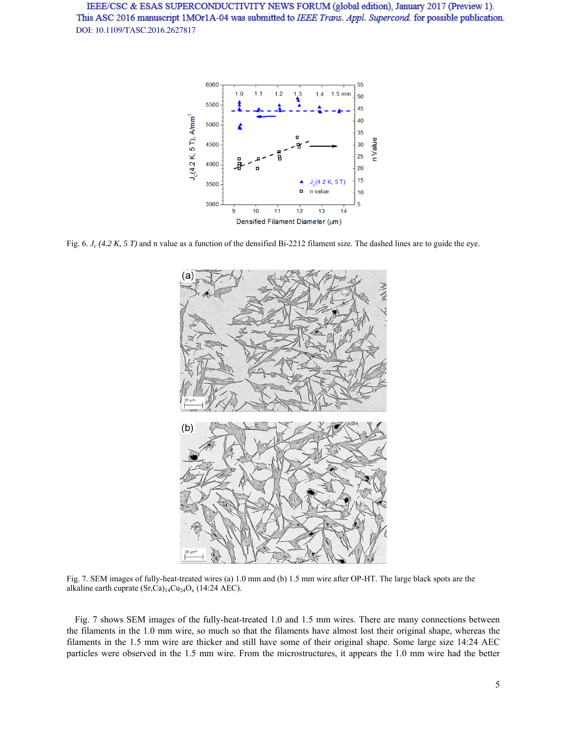Fig. 6. $J_c$ *(4.2 K, 5 T)* and n value as a function of the densified Bi-2212 filament size. The dashed lines are to guide the eye.

Fig. 7. SEM images of fully-heat-treated wires (a) 1.0 mm and (b) 1.5 mm wire after OP-HT. The large black spots are the alkaline earth cuprate $(Sr,Ca)_{14}Cu_{24}O_x$ (14:24 AEC).

Fig. 7 shows SEM images of the fully-heat-treated 1.0 and 1.5 mm wires. There are many connections between the filaments in the 1.0 mm wire, so much so that the filaments have almost lost their original shape, whereas the filaments in the 1.5 mm wire are thicker and still have some of their original shape. Some large size 14:24 AEC particles were observed in the 1.5 mm wire. From the microstructures, it appears the 1.0 mm wire had the better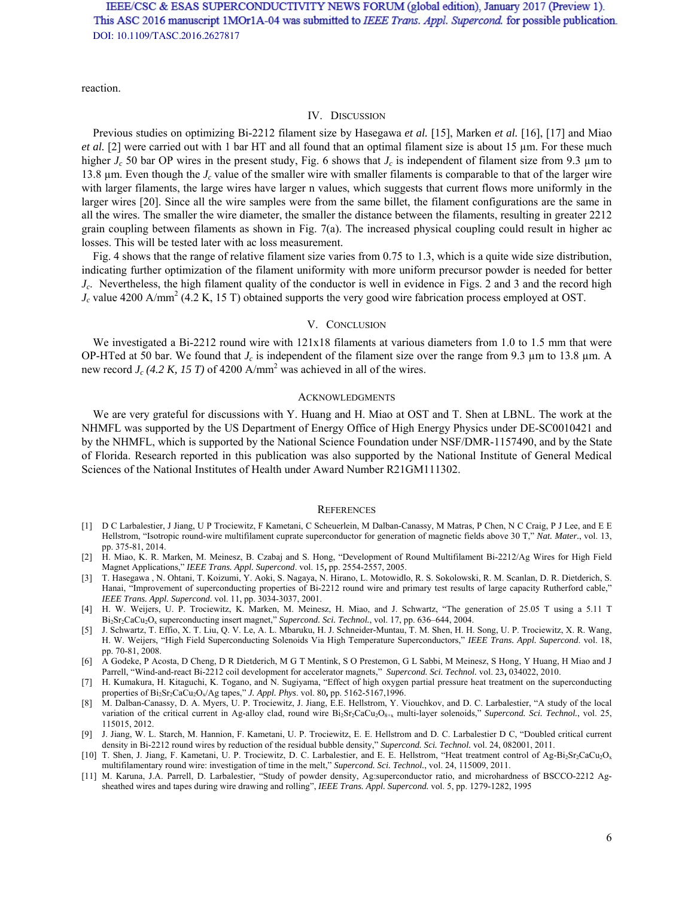reaction.

## IV. Discussion

Previous studies on optimizing Bi-2212 filament size by Hasegawa *et al.* [15], Marken *et al.* [16], [17] and Miao *et al.* [2] were carried out with 1 bar HT and all found that an optimal filament size is about 15 µm. For these much higher $J_c$ 50 bar OP wires in the present study, Fig. 6 shows that $J_c$ is independent of filament size from 9.3 µm to 13.8 µm. Even though the $J_c$ value of the smaller wire with smaller filaments is comparable to that of the larger wire with larger filaments, the large wires have larger n values, which suggests that current flows more uniformly in the larger wires [20]. Since all the wire samples were from the same billet, the filament configurations are the same in all the wires. The smaller the wire diameter, the smaller the distance between the filaments, resulting in greater 2212 grain coupling between filaments as shown in Fig. 7(a). The increased physical coupling could result in higher ac losses. This will be tested later with ac loss measurement.

Fig. 4 shows that the range of relative filament size varies from 0.75 to 1.3, which is a quite wide size distribution, indicating further optimization of the filament uniformity with more uniform precursor powder is needed for better $J_c$. Nevertheless, the high filament quality of the conductor is well in evidence in Figs. 2 and 3 and the record high $J_c$ value 4200 A/mm$^2$ (4.2 K, 15 T) obtained supports the very good wire fabrication process employed at OST.

## V. Conclusion

We investigated a Bi-2212 round wire with 121x18 filaments at various diameters from 1.0 to 1.5 mm that were OP-HTed at 50 bar. We found that $J_c$ is independent of the filament size over the range from 9.3 µm to 13.8 µm. A new record $J_c$ *(4.2 K, 15 T)* of 4200 A/mm$^2$ was achieved in all of the wires.

## Acknowledgments

We are very grateful for discussions with Y. Huang and H. Miao at OST and T. Shen at LBNL. The work at the NHMFL was supported by the US Department of Energy Office of High Energy Physics under DE-SC0010421 and by the NHMFL, which is supported by the National Science Foundation under NSF/DMR-1157490, and by the State of Florida. Research reported in this publication was also supported by the National Institute of General Medical Sciences of the National Institutes of Health under Award Number R21GM111302.

## References

[1] D C Larbalestier, J Jiang, U P Trociewitz, F Kametani, C Scheuerlein, M Dalban-Canassy, M Matras, P Chen, N C Craig, P J Lee, and E E Hellstrom, "Isotropic round-wire multifilament cuprate superconductor for generation of magnetic fields above 30 T," *Nat. Mater.*, vol. 13, pp. 375-81, 2014.

[2] H. Miao, K. R. Marken, M. Meinesz, B. Czabaj and S. Hong, "Development of Round Multifilament Bi-2212/Ag Wires for High Field Magnet Applications," *IEEE Trans. Appl. Supercond*. vol. 15**,** pp. 2554-2557, 2005.

[3] T. Hasegawa , N. Ohtani, T. Koizumi, Y. Aoki, S. Nagaya, N. Hirano, L. Motowidlo, R. S. Sokolowski, R. M. Scanlan, D. R. Dietderich, S. Hanai, "Improvement of superconducting properties of Bi-2212 round wire and primary test results of large capacity Rutherford cable," *IEEE Trans. Appl. Supercond*. vol. 11, pp. 3034-3037, 2001.

[4] H. W. Weijers, U. P. Trociewitz, K. Marken, M. Meinesz, H. Miao, and J. Schwartz, "The generation of 25.05 T using a 5.11 T $Bi_2Sr_2CaCu_2O_x$ superconducting insert magnet," *Supercond. Sci. Technol.*, vol. 17, pp. 636–644, 2004.

[5] J. Schwartz, T. Effio, X. T. Liu, Q. V. Le, A. L. Mbaruku, H. J. Schneider-Muntau, T. M. Shen, H. H. Song, U. P. Trociewitz, X. R. Wang, H. W. Weijers, "High Field Superconducting Solenoids Via High Temperature Superconductors," *IEEE Trans. Appl. Supercond*. vol. 18, pp. 70-81, 2008.

[6] A Godeke, P Acosta, D Cheng, D R Dietderich, M G T Mentink, S O Prestemon, G L Sabbi, M Meinesz, S Hong, Y Huang, H Miao and J Parrell, "Wind-and-react Bi-2212 coil development for accelerator magnets," *Supercond. Sci. Technol.* vol. 23**,** 034022, 2010.

[7] H. Kumakura, H. Kitaguchi, K. Togano, and N. Sugiyama, "Effect of high oxygen partial pressure heat treatment on the superconducting properties of $Bi_2Sr_2CaCu_2O_x$/Ag tapes," *J. Appl. Phys*. vol. 80**,** pp. 5162-5167,1996.

[8] M. Dalban-Canassy, D. A. Myers, U. P. Trociewitz, J. Jiang, E.E. Hellstrom, Y. Viouchkov, and D. C. Larbalestier, "A study of the local variation of the critical current in Ag-alloy clad, round wire $Bi_2Sr_2CaCu_2O_{8+x}$ multi-layer solenoids," *Supercond. Sci. Technol.*, vol. 25, 115015, 2012.

[9] J. Jiang, W. L. Starch, M. Hannion, F. Kametani, U. P. Trociewitz, E. E. Hellstrom and D. C. Larbalestier D C, "Doubled critical current density in Bi-2212 round wires by reduction of the residual bubble density," *Supercond. Sci. Technol.* vol. 24, 082001, 2011.

[10] T. Shen, J. Jiang, F. Kametani, U. P. Trociewitz, D. C. Larbalestier, and E. E. Hellstrom, "Heat treatment control of Ag-$Bi_2Sr_2CaCu_2O_x$ multifilamentary round wire: investigation of time in the melt," *Supercond. Sci. Technol.*, vol. 24, 115009, 2011.

[11] M. Karuna, J.A. Parrell, D. Larbalestier, "Study of powder density, Ag:superconductor ratio, and microhardness of BSCCO-2212 Ag-sheathed wires and tapes during wire drawing and rolling", *IEEE Trans. Appl. Supercond.* vol. 5, pp. 1279-1282, 1995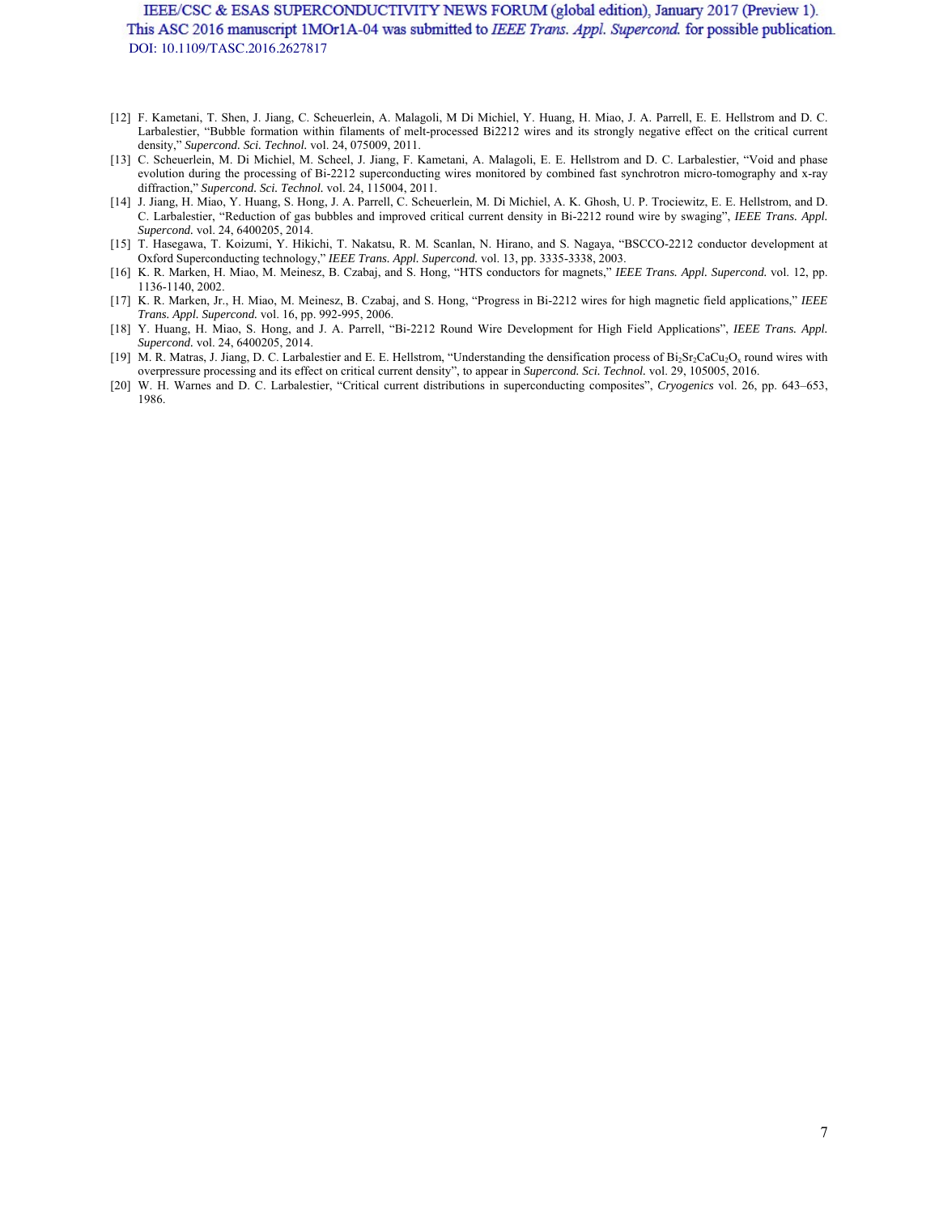[12] F. Kametani, T. Shen, J. Jiang, C. Scheuerlein, A. Malagoli, M Di Michiel, Y. Huang, H. Miao, J. A. Parrell, E. E. Hellstrom and D. C. Larbalestier, "Bubble formation within filaments of melt-processed Bi2212 wires and its strongly negative effect on the critical current density," *Supercond. Sci. Technol.* vol. 24, 075009, 2011.

[13] C. Scheuerlein, M. Di Michiel, M. Scheel, J. Jiang, F. Kametani, A. Malagoli, E. E. Hellstrom and D. C. Larbalestier, "Void and phase evolution during the processing of Bi-2212 superconducting wires monitored by combined fast synchrotron micro-tomography and x-ray diffraction," *Supercond. Sci. Technol.* vol. 24, 115004, 2011.

[14] J. Jiang, H. Miao, Y. Huang, S. Hong, J. A. Parrell, C. Scheuerlein, M. Di Michiel, A. K. Ghosh, U. P. Trociewitz, E. E. Hellstrom, and D. C. Larbalestier, "Reduction of gas bubbles and improved critical current density in Bi-2212 round wire by swaging", *IEEE Trans. Appl. Supercond.* vol. 24, 6400205, 2014.

[15] T. Hasegawa, T. Koizumi, Y. Hikichi, T. Nakatsu, R. M. Scanlan, N. Hirano, and S. Nagaya, "BSCCO-2212 conductor development at Oxford Superconducting technology," *IEEE Trans. Appl. Supercond.* vol. 13, pp. 3335-3338, 2003.

[16] K. R. Marken, H. Miao, M. Meinesz, B. Czabaj, and S. Hong, "HTS conductors for magnets," *IEEE Trans. Appl. Supercond.* vol. 12, pp. 1136-1140, 2002.

[17] K. R. Marken, Jr., H. Miao, M. Meinesz, B. Czabaj, and S. Hong, "Progress in Bi-2212 wires for high magnetic field applications," *IEEE Trans. Appl. Supercond.* vol. 16, pp. 992-995, 2006.

[18] Y. Huang, H. Miao, S. Hong, and J. A. Parrell, "Bi-2212 Round Wire Development for High Field Applications", *IEEE Trans. Appl. Supercond.* vol. 24, 6400205, 2014.

[19] M. R. Matras, J. Jiang, D. C. Larbalestier and E. E. Hellstrom, "Understanding the densification process of $Bi_2Sr_2CaCu_2O_x$ round wires with overpressure processing and its effect on critical current density", to appear in *Supercond. Sci. Technol.* vol. 29, 105005, 2016.

[20] W. H. Warnes and D. C. Larbalestier, "Critical current distributions in superconducting composites", *Cryogenics* vol. 26, pp. 643–653, 1986.